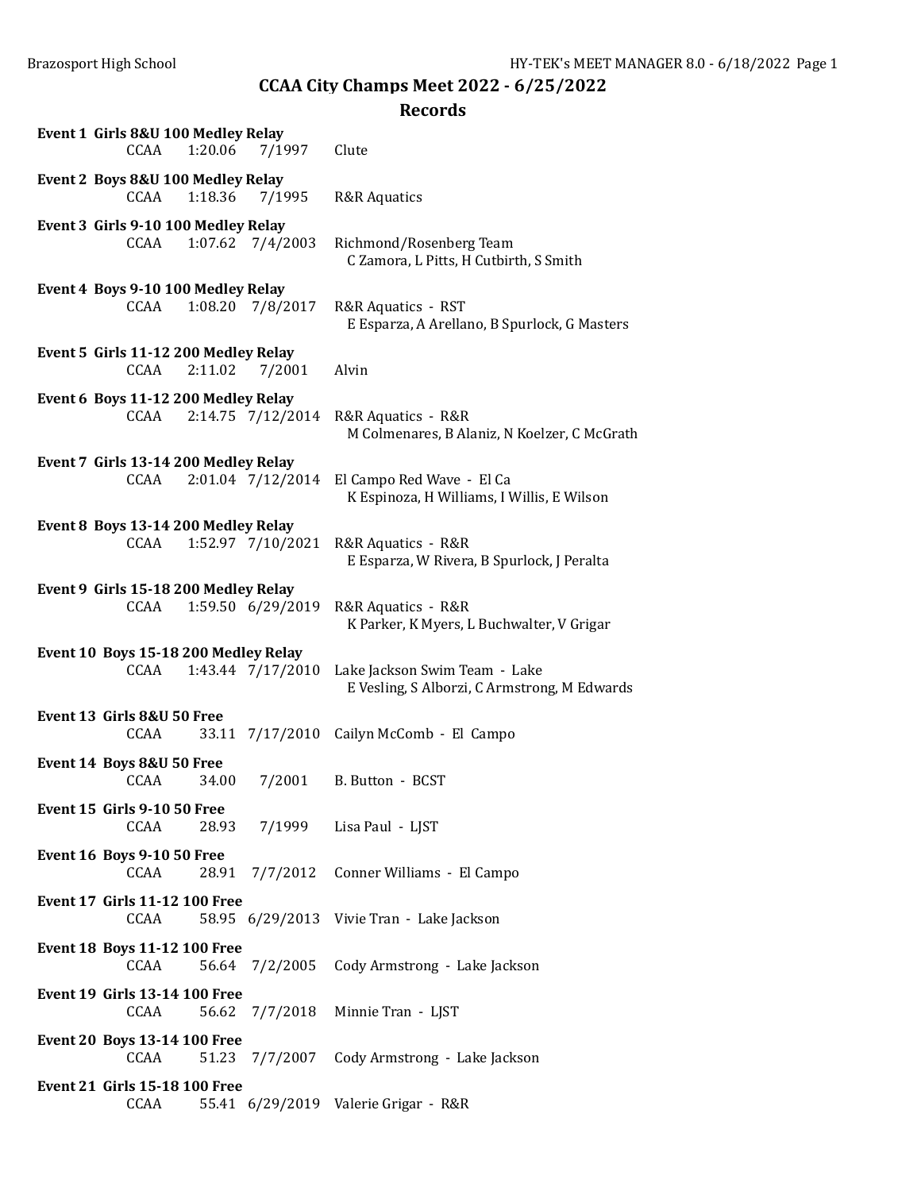# CCAA City Champs Meet 2022 - 6/25/2022

## Records

**Event 1 Girls 8&U 100 Medley Relay**

| | | | |
|---|---|---|---|
| CCAA | 1:20.06 | 7/1997 | Clute |

**Event 2 Boys 8&U 100 Medley Relay**

| | | | |
|---|---|---|---|
| CCAA | 1:18.36 | 7/1995 | R&R Aquatics |

**Event 3 Girls 9-10 100 Medley Relay**

| | | | |
|---|---|---|---|
| CCAA | 1:07.62 | 7/4/2003 | Richmond/Rosenberg Team<br>C Zamora, L Pitts, H Cutbirth, S Smith |

**Event 4 Boys 9-10 100 Medley Relay**

| | | | |
|---|---|---|---|
| CCAA | 1:08.20 | 7/8/2017 | R&R Aquatics - RST<br>E Esparza, A Arellano, B Spurlock, G Masters |

**Event 5 Girls 11-12 200 Medley Relay**

| | | | |
|---|---|---|---|
| CCAA | 2:11.02 | 7/2001 | Alvin |

**Event 6 Boys 11-12 200 Medley Relay**

| | | | |
|---|---|---|---|
| CCAA | 2:14.75 | 7/12/2014 | R&R Aquatics - R&R<br>M Colmenares, B Alaniz, N Koelzer, C McGrath |

**Event 7 Girls 13-14 200 Medley Relay**

| | | | |
|---|---|---|---|
| CCAA | 2:01.04 | 7/12/2014 | El Campo Red Wave - El Ca<br>K Espinoza, H Williams, I Willis, E Wilson |

**Event 8 Boys 13-14 200 Medley Relay**

| | | | |
|---|---|---|---|
| CCAA | 1:52.97 | 7/10/2021 | R&R Aquatics - R&R<br>E Esparza, W Rivera, B Spurlock, J Peralta |

**Event 9 Girls 15-18 200 Medley Relay**

| | | | |
|---|---|---|---|
| CCAA | 1:59.50 | 6/29/2019 | R&R Aquatics - R&R<br>K Parker, K Myers, L Buchwalter, V Grigar |

**Event 10 Boys 15-18 200 Medley Relay**

| | | | |
|---|---|---|---|
| CCAA | 1:43.44 | 7/17/2010 | Lake Jackson Swim Team - Lake<br>E Vesling, S Alborzi, C Armstrong, M Edwards |

**Event 13 Girls 8&U 50 Free**

| | | | |
|---|---|---|---|
| CCAA | 33.11 | 7/17/2010 | Cailyn McComb - El Campo |

**Event 14 Boys 8&U 50 Free**

| | | | |
|---|---|---|---|
| CCAA | 34.00 | 7/2001 | B. Button - BCST |

**Event 15 Girls 9-10 50 Free**

| | | | |
|---|---|---|---|
| CCAA | 28.93 | 7/1999 | Lisa Paul - LJST |

**Event 16 Boys 9-10 50 Free**

| | | | |
|---|---|---|---|
| CCAA | 28.91 | 7/7/2012 | Conner Williams - El Campo |

**Event 17 Girls 11-12 100 Free**

| | | | |
|---|---|---|---|
| CCAA | 58.95 | 6/29/2013 | Vivie Tran - Lake Jackson |

**Event 18 Boys 11-12 100 Free**

| | | | |
|---|---|---|---|
| CCAA | 56.64 | 7/2/2005 | Cody Armstrong - Lake Jackson |

**Event 19 Girls 13-14 100 Free**

| | | | |
|---|---|---|---|
| CCAA | 56.62 | 7/7/2018 | Minnie Tran - LJST |

**Event 20 Boys 13-14 100 Free**

| | | | |
|---|---|---|---|
| CCAA | 51.23 | 7/7/2007 | Cody Armstrong - Lake Jackson |

**Event 21 Girls 15-18 100 Free**

| | | | |
|---|---|---|---|
| CCAA | 55.41 | 6/29/2019 | Valerie Grigar - R&R |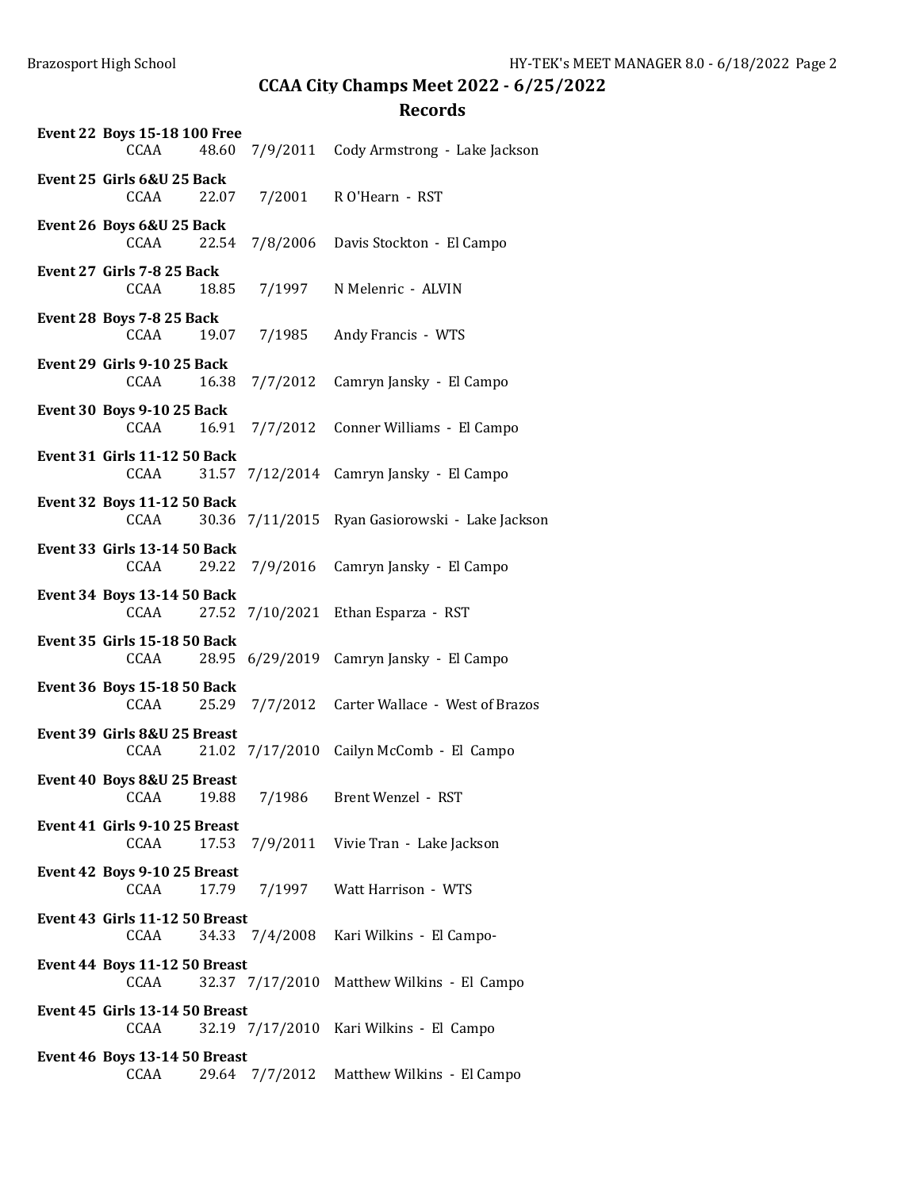# CCAA City Champs Meet 2022 - 6/25/2022

## Records

**Event 22 Boys 15-18 100 Free**

| | | | |
|---|---|---|---|
| CCAA | 48.60 | 7/9/2011 | Cody Armstrong - Lake Jackson |

**Event 25 Girls 6&U 25 Back**

| | | | |
|---|---|---|---|
| CCAA | 22.07 | 7/2001 | R O'Hearn - RST |

**Event 26 Boys 6&U 25 Back**

| | | | |
|---|---|---|---|
| CCAA | 22.54 | 7/8/2006 | Davis Stockton - El Campo |

**Event 27 Girls 7-8 25 Back**

| | | | |
|---|---|---|---|
| CCAA | 18.85 | 7/1997 | N Melenric - ALVIN |

**Event 28 Boys 7-8 25 Back**

| | | | |
|---|---|---|---|
| CCAA | 19.07 | 7/1985 | Andy Francis - WTS |

**Event 29 Girls 9-10 25 Back**

| | | | |
|---|---|---|---|
| CCAA | 16.38 | 7/7/2012 | Camryn Jansky - El Campo |

**Event 30 Boys 9-10 25 Back**

| | | | |
|---|---|---|---|
| CCAA | 16.91 | 7/7/2012 | Conner Williams - El Campo |

**Event 31 Girls 11-12 50 Back**

| | | | |
|---|---|---|---|
| CCAA | 31.57 | 7/12/2014 | Camryn Jansky - El Campo |

**Event 32 Boys 11-12 50 Back**

| | | | |
|---|---|---|---|
| CCAA | 30.36 | 7/11/2015 | Ryan Gasiorowski - Lake Jackson |

**Event 33 Girls 13-14 50 Back**

| | | | |
|---|---|---|---|
| CCAA | 29.22 | 7/9/2016 | Camryn Jansky - El Campo |

**Event 34 Boys 13-14 50 Back**

| | | | |
|---|---|---|---|
| CCAA | 27.52 | 7/10/2021 | Ethan Esparza - RST |

**Event 35 Girls 15-18 50 Back**

| | | | |
|---|---|---|---|
| CCAA | 28.95 | 6/29/2019 | Camryn Jansky - El Campo |

**Event 36 Boys 15-18 50 Back**

| | | | |
|---|---|---|---|
| CCAA | 25.29 | 7/7/2012 | Carter Wallace - West of Brazos |

**Event 39 Girls 8&U 25 Breast**

| | | | |
|---|---|---|---|
| CCAA | 21.02 | 7/17/2010 | Cailyn McComb - El Campo |

**Event 40 Boys 8&U 25 Breast**

| | | | |
|---|---|---|---|
| CCAA | 19.88 | 7/1986 | Brent Wenzel - RST |

**Event 41 Girls 9-10 25 Breast**

| | | | |
|---|---|---|---|
| CCAA | 17.53 | 7/9/2011 | Vivie Tran - Lake Jackson |

**Event 42 Boys 9-10 25 Breast**

| | | | |
|---|---|---|---|
| CCAA | 17.79 | 7/1997 | Watt Harrison - WTS |

**Event 43 Girls 11-12 50 Breast**

| | | | |
|---|---|---|---|
| CCAA | 34.33 | 7/4/2008 | Kari Wilkins - El Campo- |

**Event 44 Boys 11-12 50 Breast**

| | | | |
|---|---|---|---|
| CCAA | 32.37 | 7/17/2010 | Matthew Wilkins - El Campo |

**Event 45 Girls 13-14 50 Breast**

| | | | |
|---|---|---|---|
| CCAA | 32.19 | 7/17/2010 | Kari Wilkins - El Campo |

**Event 46 Boys 13-14 50 Breast**

| | | | |
|---|---|---|---|
| CCAA | 29.64 | 7/7/2012 | Matthew Wilkins - El Campo |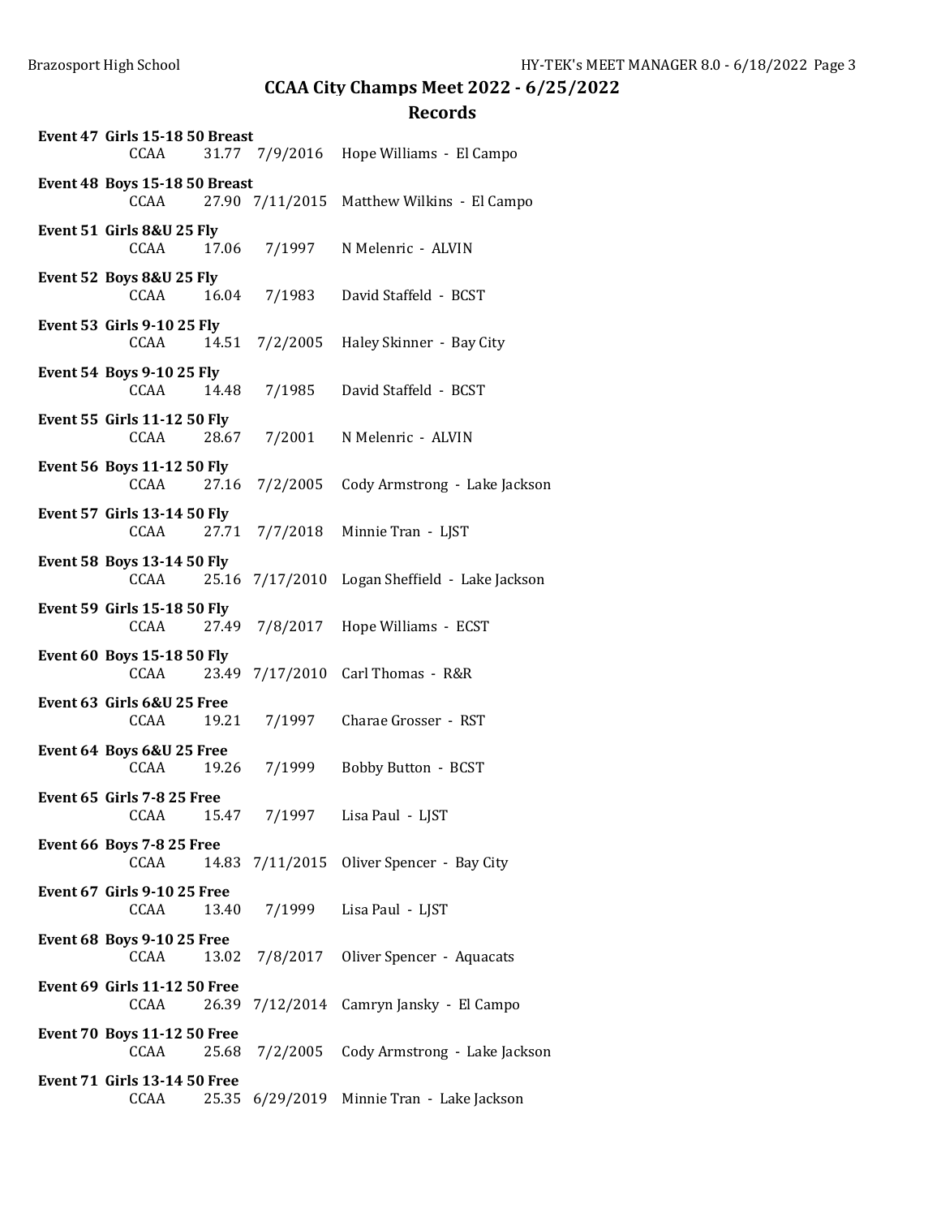## CCAA City Champs Meet 2022 - 6/25/2022

### Records

**Event 47 Girls 15-18 50 Breast**
CCAA 31.77 7/9/2016 Hope Williams - El Campo

**Event 48 Boys 15-18 50 Breast**
CCAA 27.90 7/11/2015 Matthew Wilkins - El Campo

**Event 51 Girls 8&U 25 Fly**
CCAA 17.06 7/1997 N Melenric - ALVIN

**Event 52 Boys 8&U 25 Fly**
CCAA 16.04 7/1983 David Staffeld - BCST

**Event 53 Girls 9-10 25 Fly**
CCAA 14.51 7/2/2005 Haley Skinner - Bay City

**Event 54 Boys 9-10 25 Fly**
CCAA 14.48 7/1985 David Staffeld - BCST

**Event 55 Girls 11-12 50 Fly**
CCAA 28.67 7/2001 N Melenric - ALVIN

**Event 56 Boys 11-12 50 Fly**
CCAA 27.16 7/2/2005 Cody Armstrong - Lake Jackson

**Event 57 Girls 13-14 50 Fly**
CCAA 27.71 7/7/2018 Minnie Tran - LJST

**Event 58 Boys 13-14 50 Fly**
CCAA 25.16 7/17/2010 Logan Sheffield - Lake Jackson

**Event 59 Girls 15-18 50 Fly**
CCAA 27.49 7/8/2017 Hope Williams - ECST

**Event 60 Boys 15-18 50 Fly**
CCAA 23.49 7/17/2010 Carl Thomas - R&R

**Event 63 Girls 6&U 25 Free**
CCAA 19.21 7/1997 Charae Grosser - RST

**Event 64 Boys 6&U 25 Free**
CCAA 19.26 7/1999 Bobby Button - BCST

**Event 65 Girls 7-8 25 Free**
CCAA 15.47 7/1997 Lisa Paul - LJST

**Event 66 Boys 7-8 25 Free**
CCAA 14.83 7/11/2015 Oliver Spencer - Bay City

**Event 67 Girls 9-10 25 Free**
CCAA 13.40 7/1999 Lisa Paul - LJST

**Event 68 Boys 9-10 25 Free**
CCAA 13.02 7/8/2017 Oliver Spencer - Aquacats

**Event 69 Girls 11-12 50 Free**
CCAA 26.39 7/12/2014 Camryn Jansky - El Campo

**Event 70 Boys 11-12 50 Free**
CCAA 25.68 7/2/2005 Cody Armstrong - Lake Jackson

**Event 71 Girls 13-14 50 Free**
CCAA 25.35 6/29/2019 Minnie Tran - Lake Jackson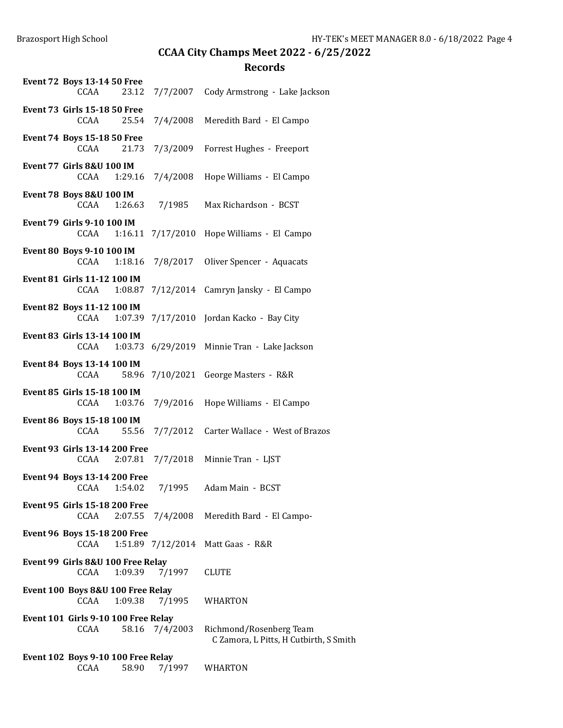# CCAA City Champs Meet 2022 - 6/25/2022

## Records

**Event 72 Boys 13-14 50 Free**

| CCAA | 23.12 | 7/7/2007 | Cody Armstrong - Lake Jackson |
|---|---|---|---|

**Event 73 Girls 15-18 50 Free**

| CCAA | 25.54 | 7/4/2008 | Meredith Bard - El Campo |
|---|---|---|---|

**Event 74 Boys 15-18 50 Free**

| CCAA | 21.73 | 7/3/2009 | Forrest Hughes - Freeport |
|---|---|---|---|

**Event 77 Girls 8&U 100 IM**

| CCAA | 1:29.16 | 7/4/2008 | Hope Williams - El Campo |
|---|---|---|---|

**Event 78 Boys 8&U 100 IM**

| CCAA | 1:26.63 | 7/1985 | Max Richardson - BCST |
|---|---|---|---|

**Event 79 Girls 9-10 100 IM**

| CCAA | 1:16.11 | 7/17/2010 | Hope Williams - El Campo |
|---|---|---|---|

**Event 80 Boys 9-10 100 IM**

| CCAA | 1:18.16 | 7/8/2017 | Oliver Spencer - Aquacats |
|---|---|---|---|

**Event 81 Girls 11-12 100 IM**

| CCAA | 1:08.87 | 7/12/2014 | Camryn Jansky - El Campo |
|---|---|---|---|

**Event 82 Boys 11-12 100 IM**

| CCAA | 1:07.39 | 7/17/2010 | Jordan Kacko - Bay City |
|---|---|---|---|

**Event 83 Girls 13-14 100 IM**

| CCAA | 1:03.73 | 6/29/2019 | Minnie Tran - Lake Jackson |
|---|---|---|---|

**Event 84 Boys 13-14 100 IM**

| CCAA | 58.96 | 7/10/2021 | George Masters - R&R |
|---|---|---|---|

**Event 85 Girls 15-18 100 IM**

| CCAA | 1:03.76 | 7/9/2016 | Hope Williams - El Campo |
|---|---|---|---|

**Event 86 Boys 15-18 100 IM**

| CCAA | 55.56 | 7/7/2012 | Carter Wallace - West of Brazos |
|---|---|---|---|

**Event 93 Girls 13-14 200 Free**

| CCAA | 2:07.81 | 7/7/2018 | Minnie Tran - LJST |
|---|---|---|---|

**Event 94 Boys 13-14 200 Free**

| CCAA | 1:54.02 | 7/1995 | Adam Main - BCST |
|---|---|---|---|

**Event 95 Girls 15-18 200 Free**

| CCAA | 2:07.55 | 7/4/2008 | Meredith Bard - El Campo- |
|---|---|---|---|

**Event 96 Boys 15-18 200 Free**

| CCAA | 1:51.89 | 7/12/2014 | Matt Gaas - R&R |
|---|---|---|---|

**Event 99 Girls 8&U 100 Free Relay**

| CCAA | 1:09.39 | 7/1997 | CLUTE |
|---|---|---|---|

**Event 100 Boys 8&U 100 Free Relay**

| CCAA | 1:09.38 | 7/1995 | WHARTON |
|---|---|---|---|

**Event 101 Girls 9-10 100 Free Relay**

| CCAA | 58.16 | 7/4/2003 | Richmond/Rosenberg Team<br>C Zamora, L Pitts, H Cutbirth, S Smith |
|---|---|---|---|

**Event 102 Boys 9-10 100 Free Relay**

| CCAA | 58.90 | 7/1997 | WHARTON |
|---|---|---|---|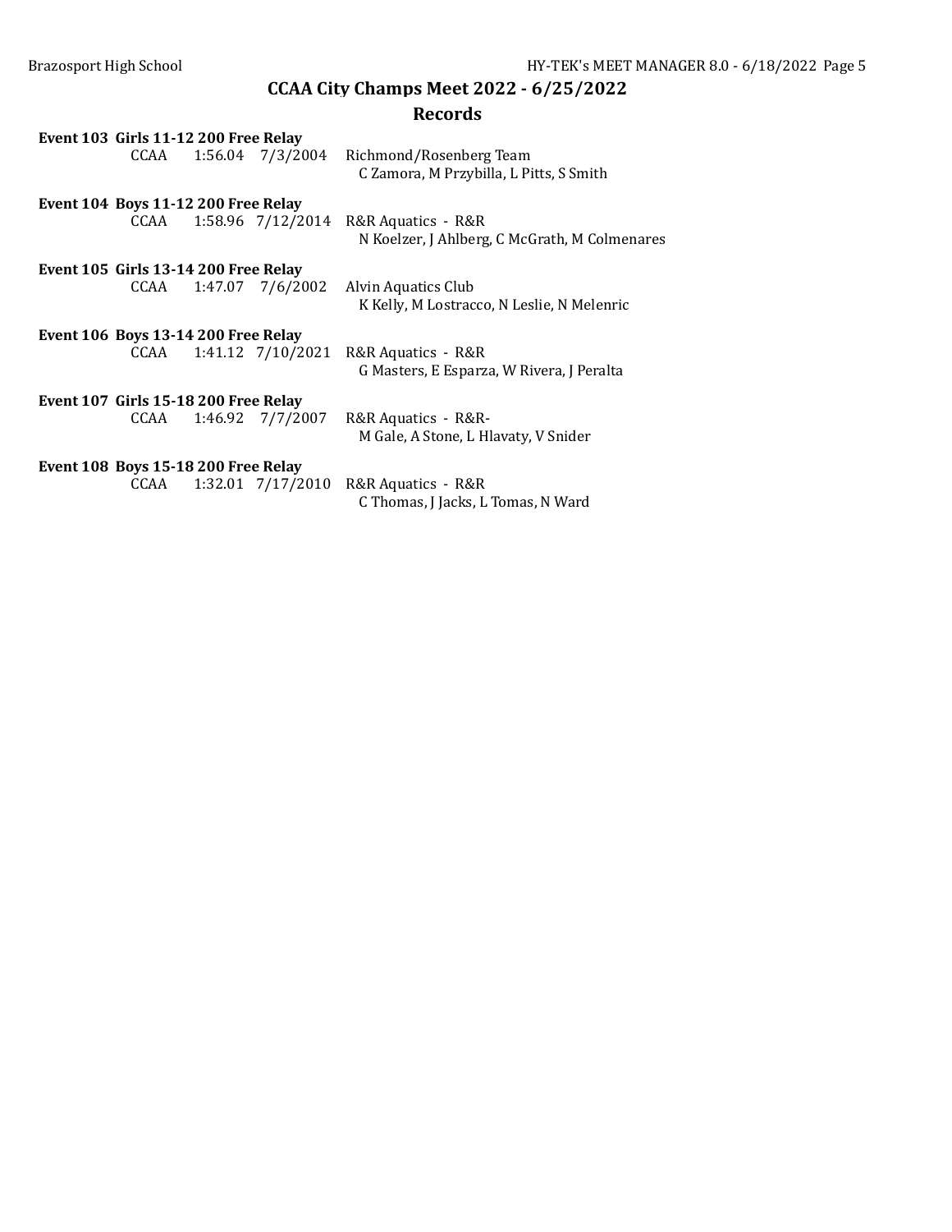# CCAA City Champs Meet 2022 - 6/25/2022

## Records

**Event 103 Girls 11-12 200 Free Relay**

| | | | |
|---|---|---|---|
| CCAA | 1:56.04 | 7/3/2004 | Richmond/Rosenberg Team<br>C Zamora, M Przybilla, L Pitts, S Smith |

**Event 104 Boys 11-12 200 Free Relay**

| | | | |
|---|---|---|---|
| CCAA | 1:58.96 | 7/12/2014 | R&R Aquatics - R&R<br>N Koelzer, J Ahlberg, C McGrath, M Colmenares |

**Event 105 Girls 13-14 200 Free Relay**

| | | | |
|---|---|---|---|
| CCAA | 1:47.07 | 7/6/2002 | Alvin Aquatics Club<br>K Kelly, M Lostracco, N Leslie, N Melenric |

**Event 106 Boys 13-14 200 Free Relay**

| | | | |
|---|---|---|---|
| CCAA | 1:41.12 | 7/10/2021 | R&R Aquatics - R&R<br>G Masters, E Esparza, W Rivera, J Peralta |

**Event 107 Girls 15-18 200 Free Relay**

| | | | |
|---|---|---|---|
| CCAA | 1:46.92 | 7/7/2007 | R&R Aquatics - R&R-<br>M Gale, A Stone, L Hlavaty, V Snider |

**Event 108 Boys 15-18 200 Free Relay**

| | | | |
|---|---|---|---|
| CCAA | 1:32.01 | 7/17/2010 | R&R Aquatics - R&R<br>C Thomas, J Jacks, L Tomas, N Ward |